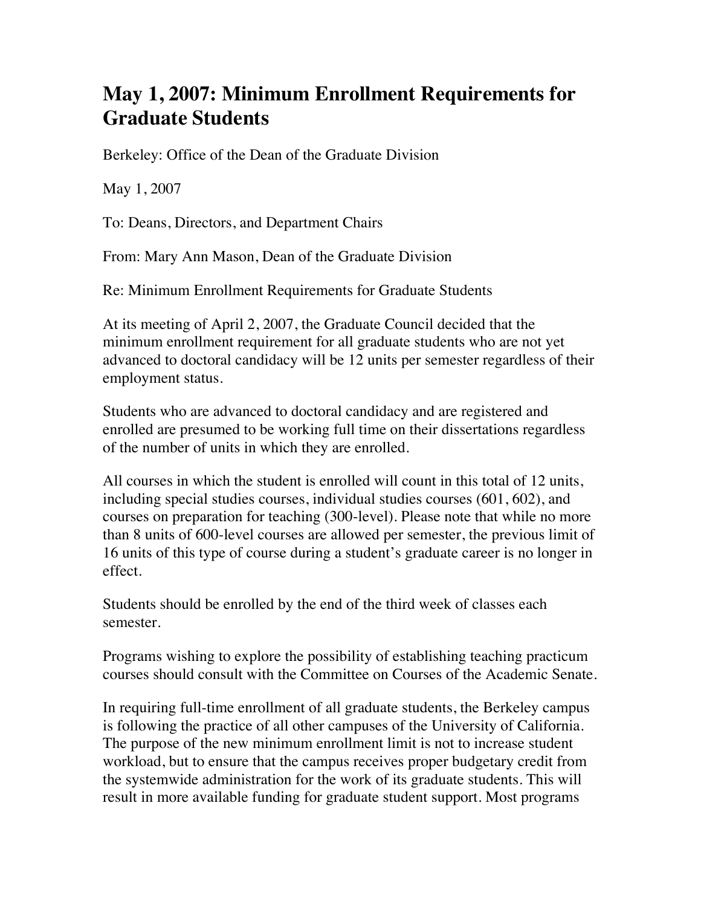# May 1, 2007: Minimum Enrollment Requirements for Graduate Students

Berkeley: Office of the Dean of the Graduate Division

May 1, 2007

To: Deans, Directors, and Department Chairs

From: Mary Ann Mason, Dean of the Graduate Division

Re: Minimum Enrollment Requirements for Graduate Students

At its meeting of April 2, 2007, the Graduate Council decided that the minimum enrollment requirement for all graduate students who are not yet advanced to doctoral candidacy will be 12 units per semester regardless of their employment status.

Students who are advanced to doctoral candidacy and are registered and enrolled are presumed to be working full time on their dissertations regardless of the number of units in which they are enrolled.

All courses in which the student is enrolled will count in this total of 12 units, including special studies courses, individual studies courses (601, 602), and courses on preparation for teaching (300-level). Please note that while no more than 8 units of 600-level courses are allowed per semester, the previous limit of 16 units of this type of course during a student's graduate career is no longer in effect.

Students should be enrolled by the end of the third week of classes each semester.

Programs wishing to explore the possibility of establishing teaching practicum courses should consult with the Committee on Courses of the Academic Senate.

In requiring full-time enrollment of all graduate students, the Berkeley campus is following the practice of all other campuses of the University of California. The purpose of the new minimum enrollment limit is not to increase student workload, but to ensure that the campus receives proper budgetary credit from the systemwide administration for the work of its graduate students. This will result in more available funding for graduate student support. Most programs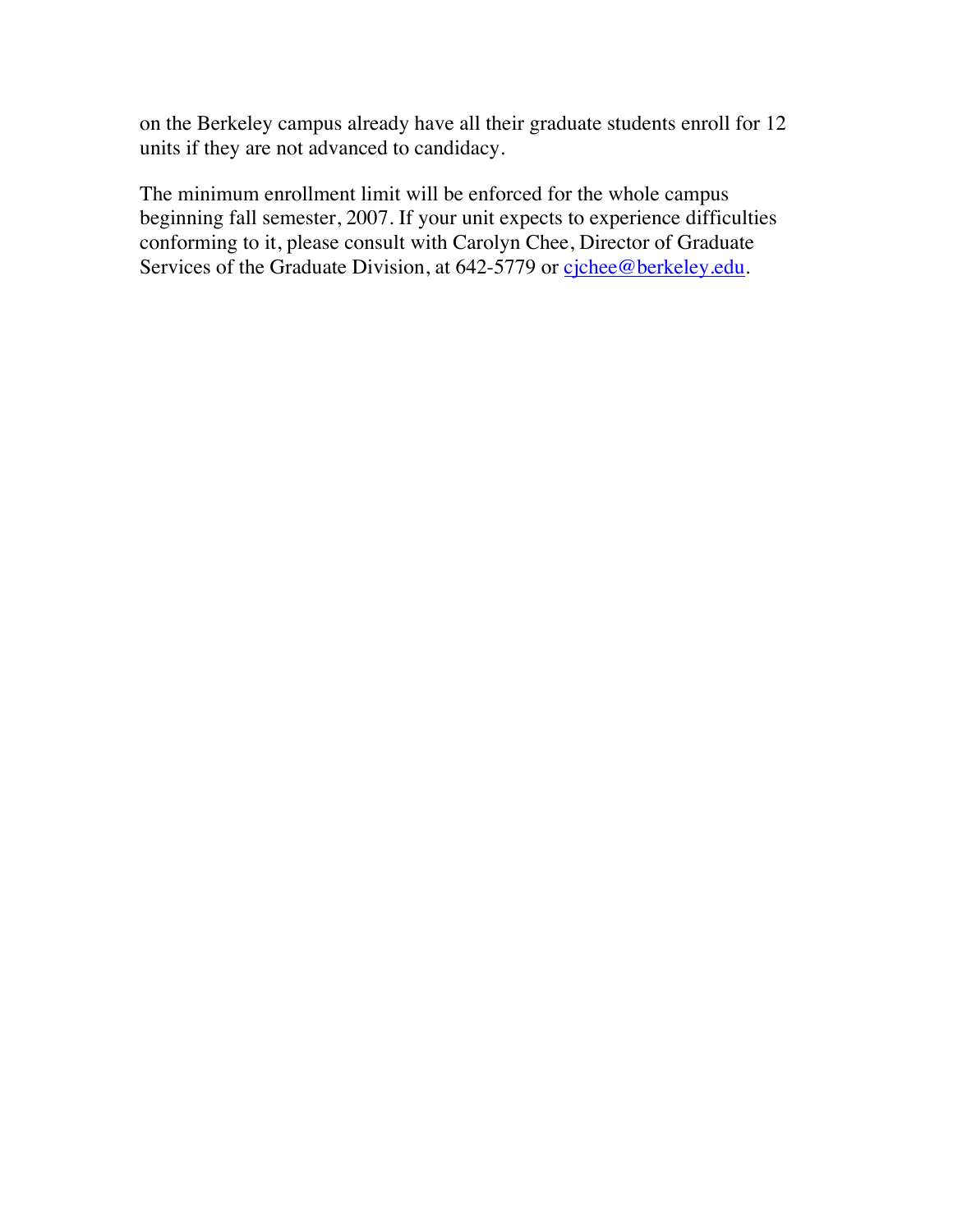on the Berkeley campus already have all their graduate students enroll for 12 units if they are not advanced to candidacy.

The minimum enrollment limit will be enforced for the whole campus beginning fall semester, 2007. If your unit expects to experience difficulties conforming to it, please consult with Carolyn Chee, Director of Graduate Services of the Graduate Division, at 642-5779 or cjchee@berkeley.edu.